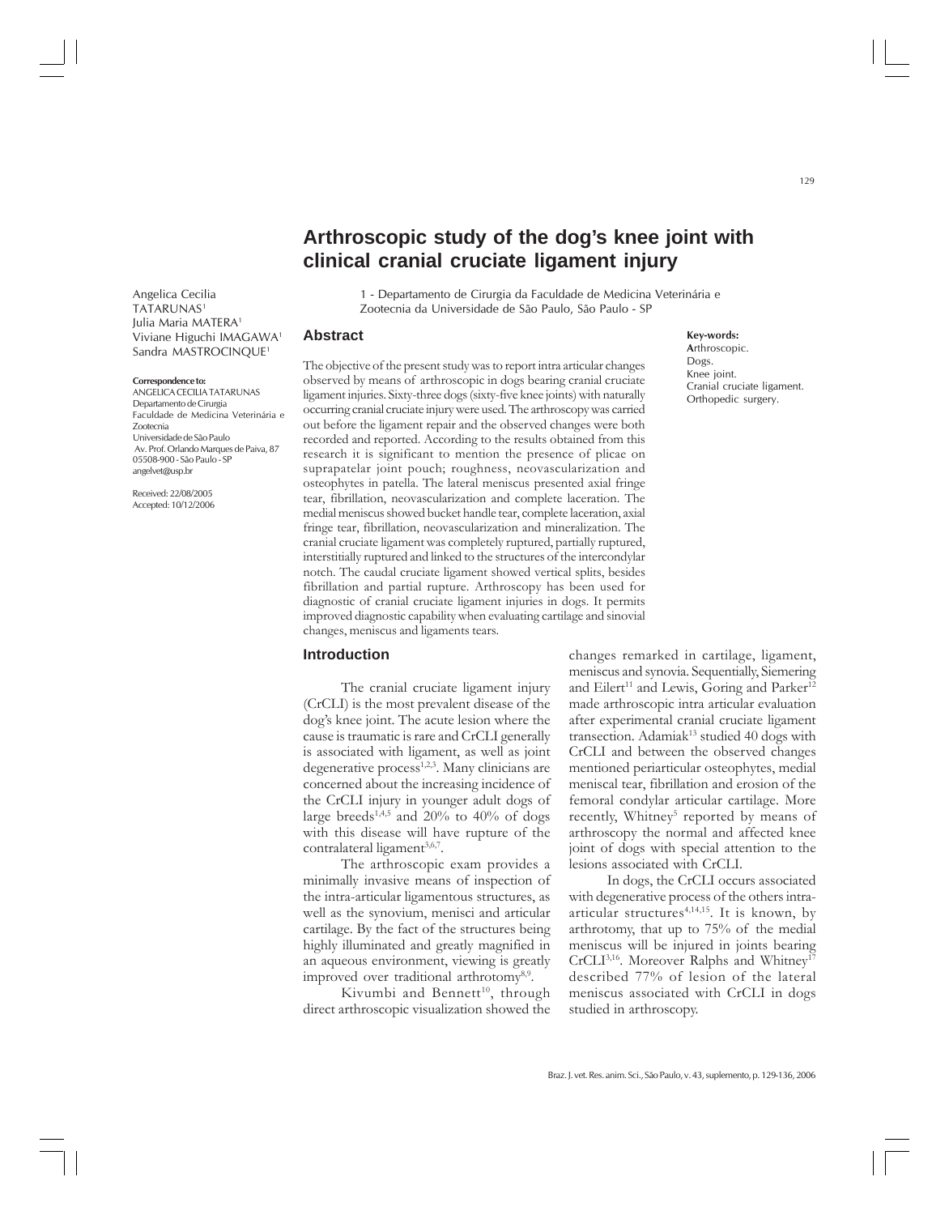# Arthroscopic study of the dog's knee joint with clinical cranial cruciate ligament injury

Angelica Cecilia TATARUNAS[1]
Julia Maria MATERA[1]
Viviane Higuchi IMAGAWA[1]
Sandra MASTROCINQUE[1]

1 - Departamento de Cirurgia da Faculdade de Medicina Veterinária e Zootecnia da Universidade de São Paulo, São Paulo - SP

**Correspondence to:**
ANGELICA CECILIA TATARUNAS
Departamento de Cirurgia
Faculdade de Medicina Veterinária e Zootecnia
Universidade de São Paulo
Av. Prof. Orlando Marques de Paiva, 87
05508-900 - São Paulo - SP
angelvet@usp.br

Received: 22/08/2005
Accepted: 10/12/2006

## Abstract

The objective of the present study was to report intra articular changes observed by means of arthroscopic in dogs bearing cranial cruciate ligament injuries. Sixty-three dogs (sixty-five knee joints) with naturally occurring cranial cruciate injury were used. The arthroscopy was carried out before the ligament repair and the observed changes were both recorded and reported. According to the results obtained from this research it is significant to mention the presence of plicae on suprapatelar joint pouch; roughness, neovascularization and osteophytes in patella. The lateral meniscus presented axial fringe tear, fibrillation, neovascularization and complete laceration. The medial meniscus showed bucket handle tear, complete laceration, axial fringe tear, fibrillation, neovascularization and mineralization. The cranial cruciate ligament was completely ruptured, partially ruptured, interstitially ruptured and linked to the structures of the intercondylar notch. The caudal cruciate ligament showed vertical splits, besides fibrillation and partial rupture. Arthroscopy has been used for diagnostic of cranial cruciate ligament injuries in dogs. It permits improved diagnostic capability when evaluating cartilage and sinovial changes, meniscus and ligaments tears.

**Key-words:**
Arthroscopic.
Dogs.
Knee joint.
Cranial cruciate ligament.
Orthopedic surgery.

## Introduction

The cranial cruciate ligament injury (CrCLI) is the most prevalent disease of the dog's knee joint. The acute lesion where the cause is traumatic is rare and CrCLI generally is associated with ligament, as well as joint degenerative process[1,2,3]. Many clinicians are concerned about the increasing incidence of the CrCLI injury in younger adult dogs of large breeds[1,4,5] and 20% to 40% of dogs with this disease will have rupture of the contralateral ligament[3,6,7].

The arthroscopic exam provides a minimally invasive means of inspection of the intra-articular ligamentous structures, as well as the synovium, menisci and articular cartilage. By the fact of the structures being highly illuminated and greatly magnified in an aqueous environment, viewing is greatly improved over traditional arthrotomy[8,9].

Kivumbi and Bennett[10], through direct arthroscopic visualization showed the changes remarked in cartilage, ligament, meniscus and synovia. Sequentially, Siemering and Eilert[11] and Lewis, Goring and Parker[12] made arthroscopic intra articular evaluation after experimental cranial cruciate ligament transection. Adamiak[13] studied 40 dogs with CrCLI and between the observed changes mentioned periarticular osteophytes, medial meniscal tear, fibrillation and erosion of the femoral condylar articular cartilage. More recently, Whitney[5] reported by means of arthroscopy the normal and affected knee joint of dogs with special attention to the lesions associated with CrCLI.

In dogs, the CrCLI occurs associated with degenerative process of the others intra-articular structures[4,14,15]. It is known, by arthrotomy, that up to 75% of the medial meniscus will be injured in joints bearing CrCLI[3,16]. Moreover Ralphs and Whitney[17] described 77% of lesion of the lateral meniscus associated with CrCLI in dogs studied in arthroscopy.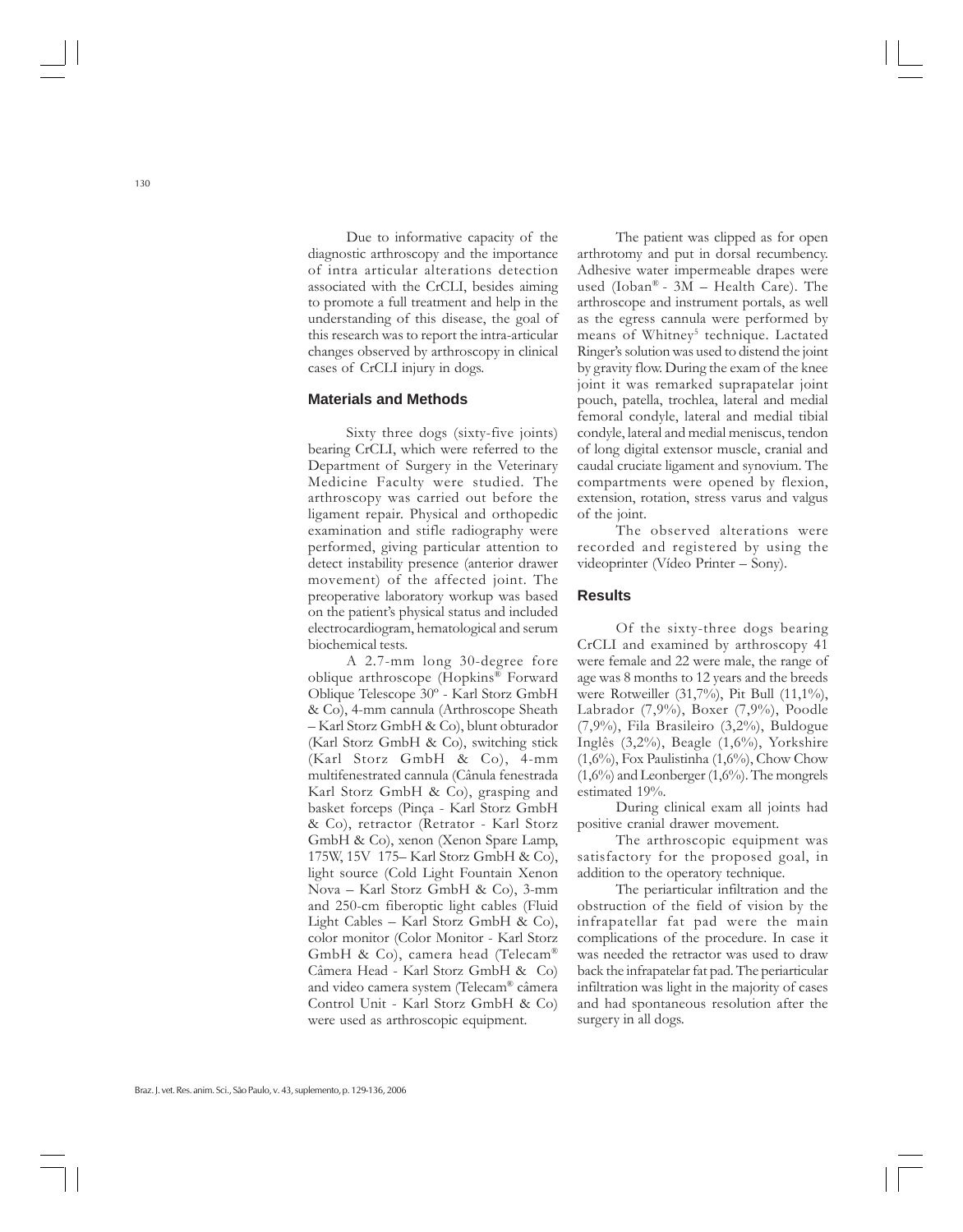Due to informative capacity of the diagnostic arthroscopy and the importance of intra articular alterations detection associated with the CrCLI, besides aiming to promote a full treatment and help in the understanding of this disease, the goal of this research was to report the intra-articular changes observed by arthroscopy in clinical cases of CrCLI injury in dogs.

## Materials and Methods

Sixty three dogs (sixty-five joints) bearing CrCLI, which were referred to the Department of Surgery in the Veterinary Medicine Faculty were studied. The arthroscopy was carried out before the ligament repair. Physical and orthopedic examination and stifle radiography were performed, giving particular attention to detect instability presence (anterior drawer movement) of the affected joint. The preoperative laboratory workup was based on the patient's physical status and included electrocardiogram, hematological and serum biochemical tests.

A 2.7-mm long 30-degree fore oblique arthroscope (Hopkins® Forward Oblique Telescope 30º - Karl Storz GmbH & Co), 4-mm cannula (Arthroscope Sheath – Karl Storz GmbH & Co), blunt obturador (Karl Storz GmbH & Co), switching stick (Karl Storz GmbH & Co), 4-mm multifenestrated cannula (Cânula fenestrada Karl Storz GmbH & Co), grasping and basket forceps (Pinça - Karl Storz GmbH & Co), retractor (Retrator - Karl Storz GmbH & Co), xenon (Xenon Spare Lamp, 175W, 15V 175– Karl Storz GmbH & Co), light source (Cold Light Fountain Xenon Nova – Karl Storz GmbH & Co), 3-mm and 250-cm fiberoptic light cables (Fluid Light Cables – Karl Storz GmbH & Co), color monitor (Color Monitor - Karl Storz GmbH & Co), camera head (Telecam® Câmera Head - Karl Storz GmbH & Co) and video camera system (Telecam® câmera Control Unit - Karl Storz GmbH & Co) were used as arthroscopic equipment.

The patient was clipped as for open arthrotomy and put in dorsal recumbency. Adhesive water impermeable drapes were used (Ioban® - 3M – Health Care). The arthroscope and instrument portals, as well as the egress cannula were performed by means of Whitney[5] technique. Lactated Ringer's solution was used to distend the joint by gravity flow. During the exam of the knee joint it was remarked suprapatelar joint pouch, patella, trochlea, lateral and medial femoral condyle, lateral and medial tibial condyle, lateral and medial meniscus, tendon of long digital extensor muscle, cranial and caudal cruciate ligament and synovium. The compartments were opened by flexion, extension, rotation, stress varus and valgus of the joint.

The observed alterations were recorded and registered by using the videoprinter (Vídeo Printer – Sony).

## Results

Of the sixty-three dogs bearing CrCLI and examined by arthroscopy 41 were female and 22 were male, the range of age was 8 months to 12 years and the breeds were Rotweiller (31,7%), Pit Bull (11,1%), Labrador (7,9%), Boxer (7,9%), Poodle (7,9%), Fila Brasileiro (3,2%), Buldogue Inglês (3,2%), Beagle (1,6%), Yorkshire (1,6%), Fox Paulistinha (1,6%), Chow Chow (1,6%) and Leonberger (1,6%). The mongrels estimated 19%.

During clinical exam all joints had positive cranial drawer movement.

The arthroscopic equipment was satisfactory for the proposed goal, in addition to the operatory technique.

The periarticular infiltration and the obstruction of the field of vision by the infrapatellar fat pad were the main complications of the procedure. In case it was needed the retractor was used to draw back the infrapatelar fat pad. The periarticular infiltration was light in the majority of cases and had spontaneous resolution after the surgery in all dogs.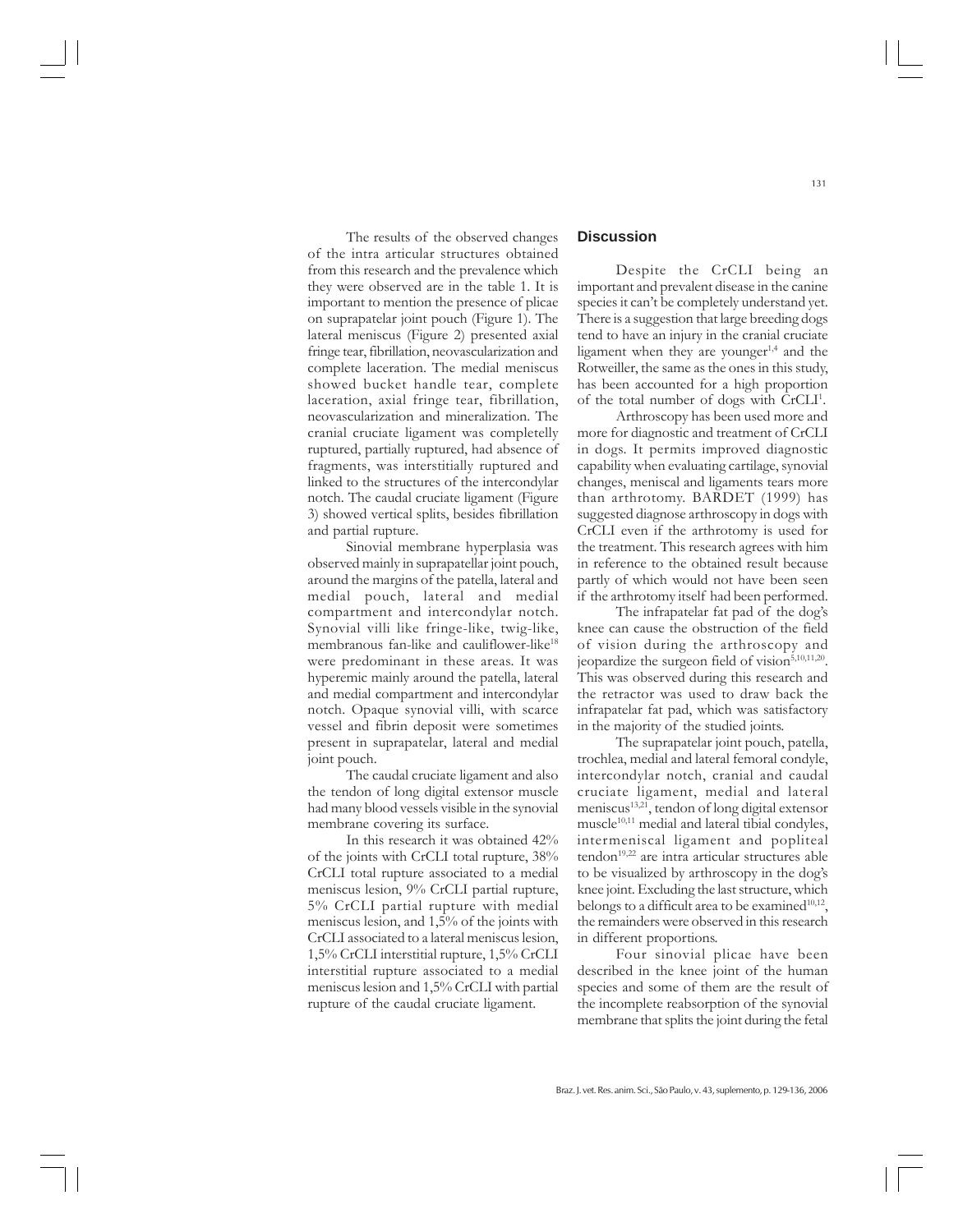The results of the observed changes of the intra articular structures obtained from this research and the prevalence which they were observed are in the table 1. It is important to mention the presence of plicae on suprapatelar joint pouch (Figure 1). The lateral meniscus (Figure 2) presented axial fringe tear, fibrillation, neovascularization and complete laceration. The medial meniscus showed bucket handle tear, complete laceration, axial fringe tear, fibrillation, neovascularization and mineralization. The cranial cruciate ligament was completelly ruptured, partially ruptured, had absence of fragments, was interstitially ruptured and linked to the structures of the intercondylar notch. The caudal cruciate ligament (Figure 3) showed vertical splits, besides fibrillation and partial rupture.

Sinovial membrane hyperplasia was observed mainly in suprapatellar joint pouch, around the margins of the patella, lateral and medial pouch, lateral and medial compartment and intercondylar notch. Synovial villi like fringe-like, twig-like, membranous fan-like and cauliflower-like[18] were predominant in these areas. It was hyperemic mainly around the patella, lateral and medial compartment and intercondylar notch. Opaque synovial villi, with scarce vessel and fibrin deposit were sometimes present in suprapatelar, lateral and medial joint pouch.

The caudal cruciate ligament and also the tendon of long digital extensor muscle had many blood vessels visible in the synovial membrane covering its surface.

In this research it was obtained 42% of the joints with CrCLI total rupture, 38% CrCLI total rupture associated to a medial meniscus lesion, 9% CrCLI partial rupture, 5% CrCLI partial rupture with medial meniscus lesion, and 1,5% of the joints with CrCLI associated to a lateral meniscus lesion, 1,5% CrCLI interstitial rupture, 1,5% CrCLI interstitial rupture associated to a medial meniscus lesion and 1,5% CrCLI with partial rupture of the caudal cruciate ligament.

## Discussion

Despite the CrCLI being an important and prevalent disease in the canine species it can't be completely understand yet. There is a suggestion that large breeding dogs tend to have an injury in the cranial cruciate ligament when they are younger[1,4] and the Rotweiller, the same as the ones in this study, has been accounted for a high proportion of the total number of dogs with CrCLI[1].

Arthroscopy has been used more and more for diagnostic and treatment of CrCLI in dogs. It permits improved diagnostic capability when evaluating cartilage, synovial changes, meniscal and ligaments tears more than arthrotomy. BARDET (1999) has suggested diagnose arthroscopy in dogs with CrCLI even if the arthrotomy is used for the treatment. This research agrees with him in reference to the obtained result because partly of which would not have been seen if the arthrotomy itself had been performed.

The infrapatelar fat pad of the dog's knee can cause the obstruction of the field of vision during the arthroscopy and jeopardize the surgeon field of vision[5,10,11,20]. This was observed during this research and the retractor was used to draw back the infrapatelar fat pad, which was satisfactory in the majority of the studied joints.

The suprapatelar joint pouch, patella, trochlea, medial and lateral femoral condyle, intercondylar notch, cranial and caudal cruciate ligament, medial and lateral meniscus[13,21], tendon of long digital extensor muscle[10,11] medial and lateral tibial condyles, intermeniscal ligament and popliteal tendon[19,22] are intra articular structures able to be visualized by arthroscopy in the dog's knee joint. Excluding the last structure, which belongs to a difficult area to be examined[10,12], the remainders were observed in this research in different proportions.

Four sinovial plicae have been described in the knee joint of the human species and some of them are the result of the incomplete reabsorption of the synovial membrane that splits the joint during the fetal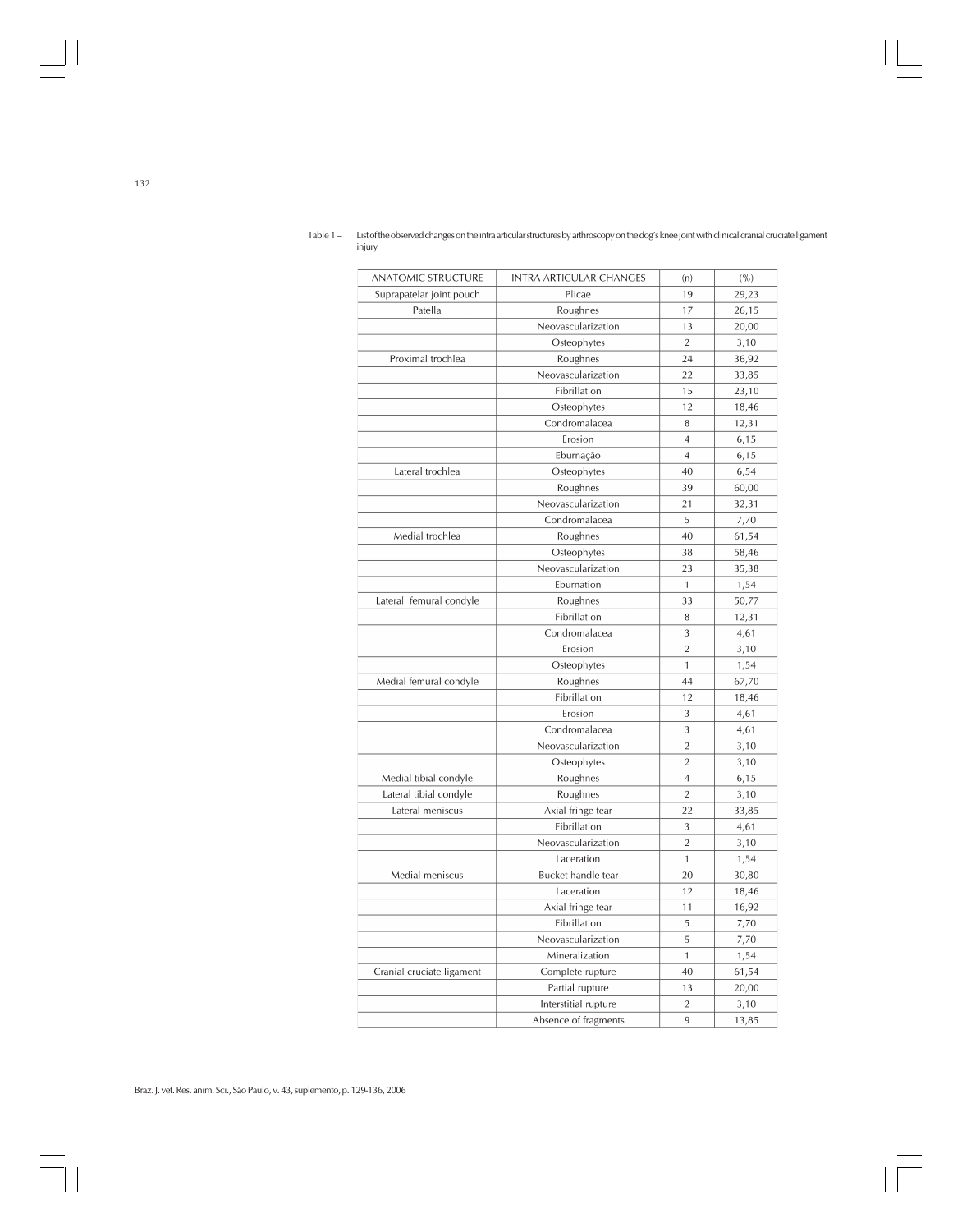Table 1 – List of the observed changes on the intra articular structures by arthroscopy on the dog's knee joint with clinical cranial cruciate ligament injury

| ANATOMIC STRUCTURE | INTRA ARTICULAR CHANGES | (n) | (%) |
|---|---|---|---|
| Suprapatelar joint pouch | Plicae | 19 | 29,23 |
| Patella | Roughnes | 17 | 26,15 |
| | Neovascularization | 13 | 20,00 |
| | Osteophytes | 2 | 3,10 |
| Proximal trochlea | Roughnes | 24 | 36,92 |
| | Neovascularization | 22 | 33,85 |
| | Fibrillation | 15 | 23,10 |
| | Osteophytes | 12 | 18,46 |
| | Condromalacea | 8 | 12,31 |
| | Erosion | 4 | 6,15 |
| | Eburnação | 4 | 6,15 |
| Lateral trochlea | Osteophytes | 40 | 6,54 |
| | Roughnes | 39 | 60,00 |
| | Neovascularization | 21 | 32,31 |
| | Condromalacea | 5 | 7,70 |
| Medial trochlea | Roughnes | 40 | 61,54 |
| | Osteophytes | 38 | 58,46 |
| | Neovascularization | 23 | 35,38 |
| | Eburnation | 1 | 1,54 |
| Lateral femural condyle | Roughnes | 33 | 50,77 |
| | Fibrillation | 8 | 12,31 |
| | Condromalacea | 3 | 4,61 |
| | Erosion | 2 | 3,10 |
| | Osteophytes | 1 | 1,54 |
| Medial femural condyle | Roughnes | 44 | 67,70 |
| | Fibrillation | 12 | 18,46 |
| | Erosion | 3 | 4,61 |
| | Condromalacea | 3 | 4,61 |
| | Neovascularization | 2 | 3,10 |
| | Osteophytes | 2 | 3,10 |
| Medial tibial condyle | Roughnes | 4 | 6,15 |
| Lateral tibial condyle | Roughnes | 2 | 3,10 |
| Lateral meniscus | Axial fringe tear | 22 | 33,85 |
| | Fibrillation | 3 | 4,61 |
| | Neovascularization | 2 | 3,10 |
| | Laceration | 1 | 1,54 |
| Medial meniscus | Bucket handle tear | 20 | 30,80 |
| | Laceration | 12 | 18,46 |
| | Axial fringe tear | 11 | 16,92 |
| | Fibrillation | 5 | 7,70 |
| | Neovascularization | 5 | 7,70 |
| | Mineralization | 1 | 1,54 |
| Cranial cruciate ligament | Complete rupture | 40 | 61,54 |
| | Partial rupture | 13 | 20,00 |
| | Interstitial rupture | 2 | 3,10 |
| | Absence of fragments | 9 | 13,85 |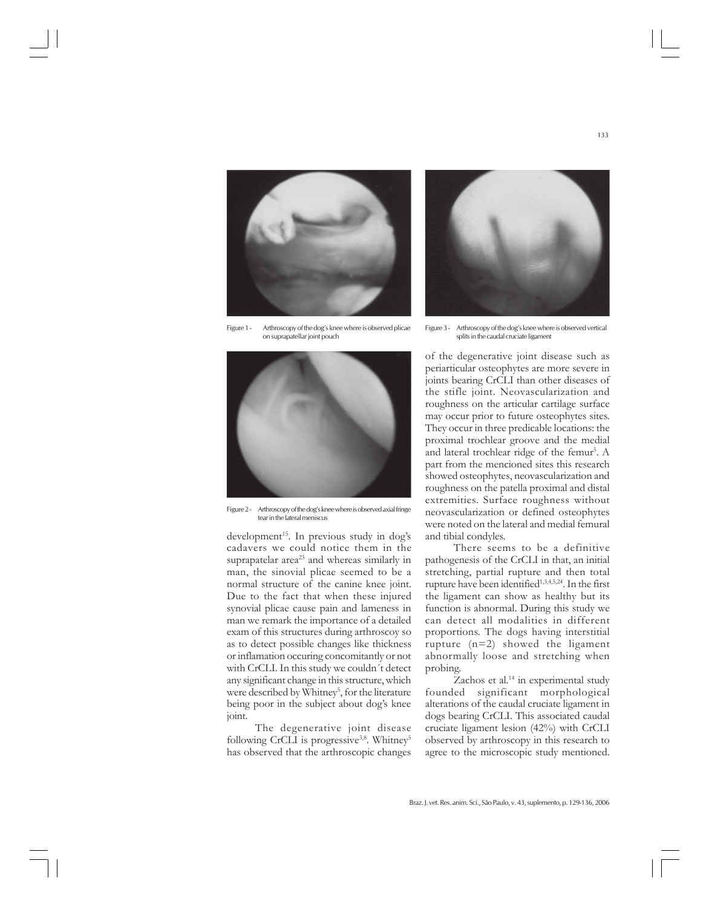Figure 1 - Arthroscopy of the dog's knee where is observed plicae on suprapatellar joint pouch

Figure 2 - Arthroscopy of the dog's knee where is observed axial fringe tear in the lateral meniscus

Figure 3 - Arthroscopy of the dog's knee where is observed vertical splits in the caudal cruciate ligament

development[15]. In previous study in dog's cadavers we could notice them in the suprapatelar area[23] and whereas similarly in man, the sinovial plicae seemed to be a normal structure of the canine knee joint. Due to the fact that when these injured synovial plicae cause pain and lameness in man we remark the importance of a detailed exam of this structures during arthroscoy so as to detect possible changes like thickness or inflamation occuring concomitantly or not with CrCLI. In this study we couldn´t detect any significant change in this structure, which were described by Whitney[5], for the literature being poor in the subject about dog's knee joint.

The degenerative joint disease following CrCLI is progressive[3,8]. Whitney[5] has observed that the arthroscopic changes of the degenerative joint disease such as periarticular osteophytes are more severe in joints bearing CrCLI than other diseases of the stifle joint. Neovascularization and roughness on the articular cartilage surface may occur prior to future osteophytes sites. They occur in three predicable locations: the proximal trochlear groove and the medial and lateral trochlear ridge of the femur[5]. A part from the mencioned sites this research showed osteophytes, neovascularization and roughness on the patella proximal and distal extremities. Surface roughness without neovascularization or defined osteophytes were noted on the lateral and medial femural and tibial condyles.

There seems to be a definitive pathogenesis of the CrCLI in that, an initial stretching, partial rupture and then total rupture have been identified[1,3,4,5,24]. In the first the ligament can show as healthy but its function is abnormal. During this study we can detect all modalities in different proportions. The dogs having interstitial rupture (n=2) showed the ligament abnormally loose and stretching when probing.

Zachos et al.[14] in experimental study founded significant morphological alterations of the caudal cruciate ligament in dogs bearing CrCLI. This associated caudal cruciate ligament lesion (42%) with CrCLI observed by arthroscopy in this research to agree to the microscopic study mentioned.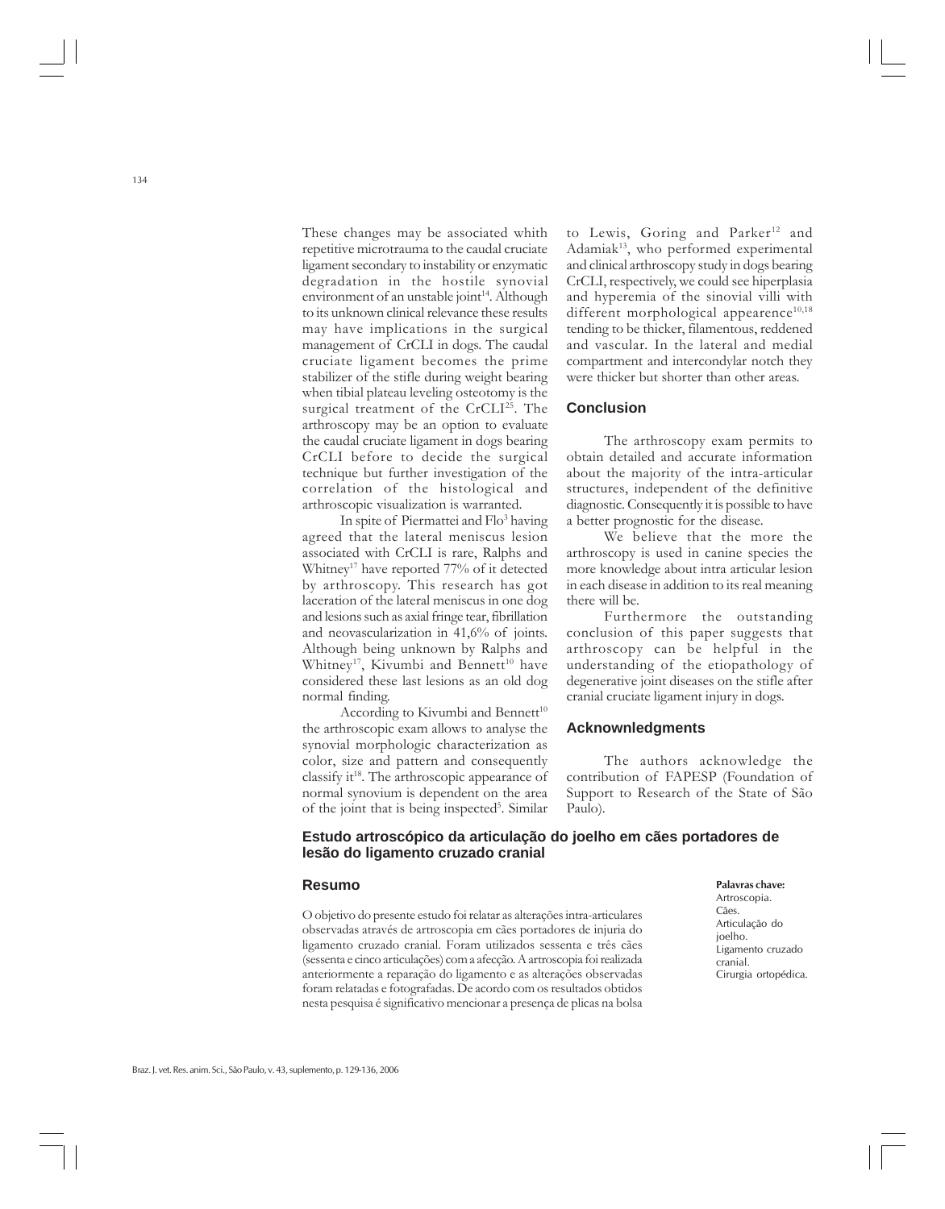These changes may be associated whith repetitive microtrauma to the caudal cruciate ligament secondary to instability or enzymatic degradation in the hostile synovial environment of an unstable joint[14]. Although to its unknown clinical relevance these results may have implications in the surgical management of CrCLI in dogs. The caudal cruciate ligament becomes the prime stabilizer of the stifle during weight bearing when tibial plateau leveling osteotomy is the surgical treatment of the CrCLI[25]. The arthroscopy may be an option to evaluate the caudal cruciate ligament in dogs bearing CrCLI before to decide the surgical technique but further investigation of the correlation of the histological and arthroscopic visualization is warranted.

In spite of Piermattei and Flo[3] having agreed that the lateral meniscus lesion associated with CrCLI is rare, Ralphs and Whitney[17] have reported 77% of it detected by arthroscopy. This research has got laceration of the lateral meniscus in one dog and lesions such as axial fringe tear, fibrillation and neovascularization in 41,6% of joints. Although being unknown by Ralphs and Whitney[17], Kivumbi and Bennett[10] have considered these last lesions as an old dog normal finding.

According to Kivumbi and Bennett[10] the arthroscopic exam allows to analyse the synovial morphologic characterization as color, size and pattern and consequently classify it[18]. The arthroscopic appearance of normal synovium is dependent on the area of the joint that is being inspected[5]. Similar to Lewis, Goring and Parker[12] and Adamiak[13], who performed experimental and clinical arthroscopy study in dogs bearing CrCLI, respectively, we could see hiperplasia and hyperemia of the sinovial villi with different morphological appearence[10,18] tending to be thicker, filamentous, reddened and vascular. In the lateral and medial compartment and intercondylar notch they were thicker but shorter than other areas.

## Conclusion

The arthroscopy exam permits to obtain detailed and accurate information about the majority of the intra-articular structures, independent of the definitive diagnostic. Consequently it is possible to have a better prognostic for the disease.

We believe that the more the arthroscopy is used in canine species the more knowledge about intra articular lesion in each disease in addition to its real meaning there will be.

Furthermore the outstanding conclusion of this paper suggests that arthroscopy can be helpful in the understanding of the etiopathology of degenerative joint diseases on the stifle after cranial cruciate ligament injury in dogs.

## Acknownledgments

The authors acknowledge the contribution of FAPESP (Foundation of Support to Research of the State of São Paulo).

## Estudo artroscópico da articulação do joelho em cães portadores de lesão do ligamento cruzado cranial

### Resumo

O objetivo do presente estudo foi relatar as alterações intra-articulares observadas através de artroscopia em cães portadores de injuria do ligamento cruzado cranial. Foram utilizados sessenta e três cães (sessenta e cinco articulações) com a afecção. A artroscopia foi realizada anteriormente a reparação do ligamento e as alterações observadas foram relatadas e fotografadas. De acordo com os resultados obtidos nesta pesquisa é significativo mencionar a presença de plicas na bolsa

**Palavras chave:**
Artroscopia.
Cães.
Articulação do joelho.
Ligamento cruzado cranial.
Cirurgia ortopédica.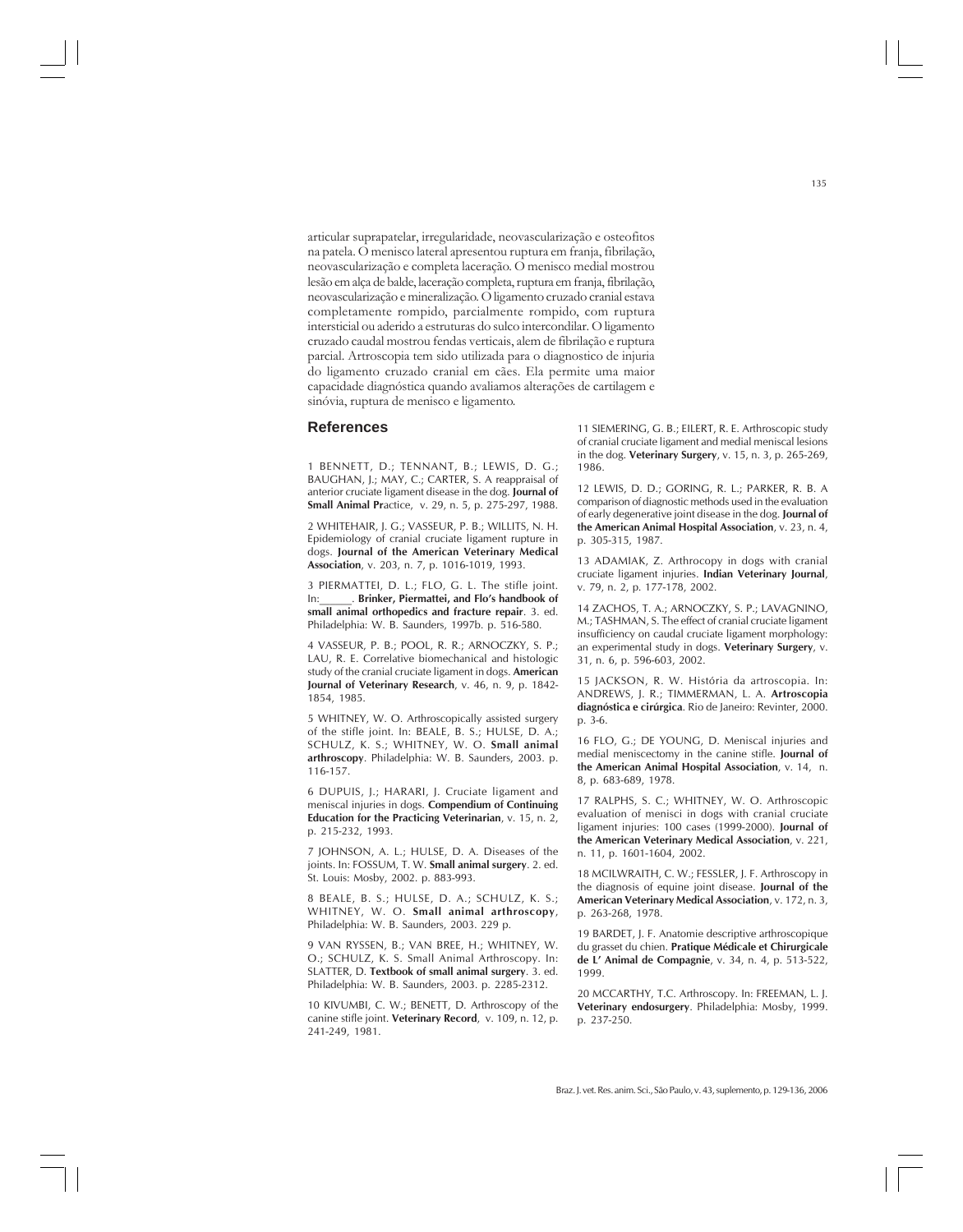articular suprapatelar, irregularidade, neovascularização e osteofitos na patela. O menisco lateral apresentou ruptura em franja, fibrilação, neovascularização e completa laceração. O menisco medial mostrou lesão em alça de balde, laceração completa, ruptura em franja, fibrilação, neovascularização e mineralização. O ligamento cruzado cranial estava completamente rompido, parcialmente rompido, com ruptura intersticial ou aderido a estruturas do sulco intercondilar. O ligamento cruzado caudal mostrou fendas verticais, alem de fibrilação e ruptura parcial. Artroscopia tem sido utilizada para o diagnostico de injuria do ligamento cruzado cranial em cães. Ela permite uma maior capacidade diagnóstica quando avaliamos alterações de cartilagem e sinóvia, ruptura de menisco e ligamento.

## References

1 BENNETT, D.; TENNANT, B.; LEWIS, D. G.; BAUGHAN, J.; MAY, C.; CARTER, S. A reappraisal of anterior cruciate ligament disease in the dog. **Journal of Small Animal Pr**actice, v. 29, n. 5, p. 275-297, 1988.

2 WHITEHAIR, J. G.; VASSEUR, P. B.; WILLITS, N. H. Epidemiology of cranial cruciate ligament rupture in dogs. **Journal of the American Veterinary Medical Association**, v. 203, n. 7, p. 1016-1019, 1993.

3 PIERMATTEI, D. L.; FLO, G. L. The stifle joint. In:______. **Brinker, Piermattei, and Flo's handbook of small animal orthopedics and fracture repair**. 3. ed. Philadelphia: W. B. Saunders, 1997b. p. 516-580.

4 VASSEUR, P. B.; POOL, R. R.; ARNOCZKY, S. P.; LAU, R. E. Correlative biomechanical and histologic study of the cranial cruciate ligament in dogs. **American Journal of Veterinary Research**, v. 46, n. 9, p. 1842-1854, 1985.

5 WHITNEY, W. O. Arthroscopically assisted surgery of the stifle joint. In: BEALE, B. S.; HULSE, D. A.; SCHULZ, K. S.; WHITNEY, W. O. **Small animal arthroscopy**. Philadelphia: W. B. Saunders, 2003. p. 116-157.

6 DUPUIS, J.; HARARI, J. Cruciate ligament and meniscal injuries in dogs. **Compendium of Continuing Education for the Practicing Veterinarian**, v. 15, n. 2, p. 215-232, 1993.

7 JOHNSON, A. L.; HULSE, D. A. Diseases of the joints. In: FOSSUM, T. W. **Small animal surgery**. 2. ed. St. Louis: Mosby, 2002. p. 883-993.

8 BEALE, B. S.; HULSE, D. A.; SCHULZ, K. S.; WHITNEY, W. O. **Small animal arthroscopy**, Philadelphia: W. B. Saunders, 2003. 229 p.

9 VAN RYSSEN, B.; VAN BREE, H.; WHITNEY, W. O.; SCHULZ, K. S. Small Animal Arthroscopy. In: SLATTER, D. **Textbook of small animal surgery**. 3. ed. Philadelphia: W. B. Saunders, 2003. p. 2285-2312.

10 KIVUMBI, C. W.; BENETT, D. Arthroscopy of the canine stifle joint. **Veterinary Record**, v. 109, n. 12, p. 241-249, 1981.

11 SIEMERING, G. B.; EILERT, R. E. Arthroscopic study of cranial cruciate ligament and medial meniscal lesions in the dog. **Veterinary Surgery**, v. 15, n. 3, p. 265-269, 1986.

12 LEWIS, D. D.; GORING, R. L.; PARKER, R. B. A comparison of diagnostic methods used in the evaluation of early degenerative joint disease in the dog. **Journal of the American Animal Hospital Association**, v. 23, n. 4, p. 305-315, 1987.

13 ADAMIAK, Z. Arthrocopy in dogs with cranial cruciate ligament injuries. **Indian Veterinary Journal**, v. 79, n. 2, p. 177-178, 2002.

14 ZACHOS, T. A.; ARNOCZKY, S. P.; LAVAGNINO, M.; TASHMAN, S. The effect of cranial cruciate ligament insufficiency on caudal cruciate ligament morphology: an experimental study in dogs. **Veterinary Surgery**, v. 31, n. 6, p. 596-603, 2002.

15 JACKSON, R. W. História da artroscopia. In: ANDREWS, J. R.; TIMMERMAN, L. A. **Artroscopia diagnóstica e cirúrgica**. Rio de Janeiro: Revinter, 2000. p. 3-6.

16 FLO, G.; DE YOUNG, D. Meniscal injuries and medial meniscectomy in the canine stifle. **Journal of the American Animal Hospital Association**, v. 14, n. 8, p. 683-689, 1978.

17 RALPHS, S. C.; WHITNEY, W. O. Arthroscopic evaluation of menisci in dogs with cranial cruciate ligament injuries: 100 cases (1999-2000). **Journal of the American Veterinary Medical Association**, v. 221, n. 11, p. 1601-1604, 2002.

18 MCILWRAITH, C. W.; FESSLER, J. F. Arthroscopy in the diagnosis of equine joint disease. **Journal of the American Veterinary Medical Association**, v. 172, n. 3, p. 263-268, 1978.

19 BARDET, J. F. Anatomie descriptive arthroscopique du grasset du chien. **Pratique Médicale e Chirurgicale de L' Animal de Compagnie**, v. 34, n. 4, p. 513-522, 1999.

20 MCCARTHY, T.C. Arthroscopy. In: FREEMAN, L. J. **Veterinary endosurgery**. Philadelphia: Mosby, 1999. p. 237-250.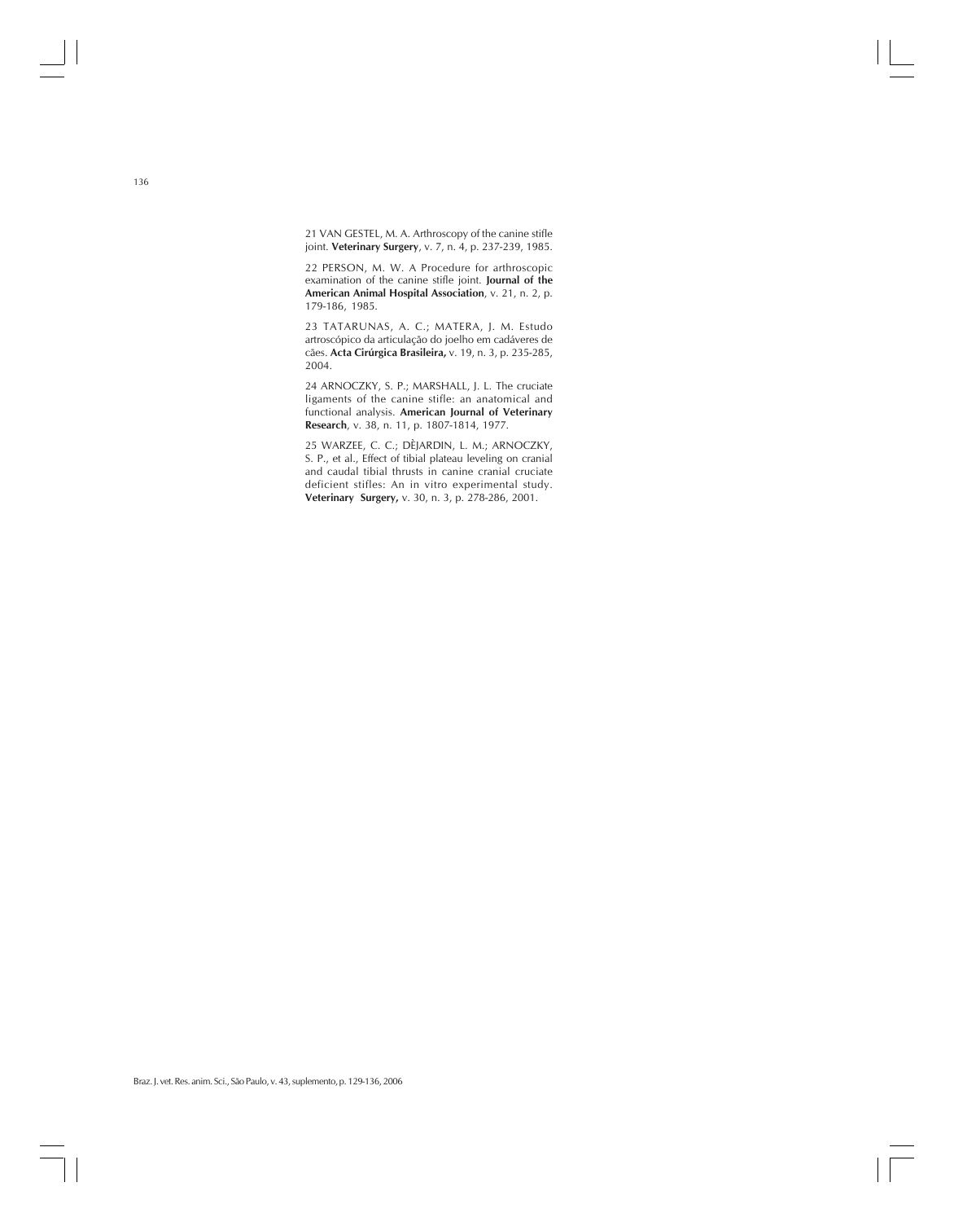21 VAN GESTEL, M. A. Arthroscopy of the canine stifle joint. **Veterinary Surgery**, v. 7, n. 4, p. 237-239, 1985.

22 PERSON, M. W. A Procedure for arthroscopic examination of the canine stifle joint. **Journal of the American Animal Hospital Association**, v. 21, n. 2, p. 179-186, 1985.

23 TATARUNAS, A. C.; MATERA, J. M. Estudo artroscópico da articulação do joelho em cadáveres de cães. **Acta Cirúrgica Brasileira,** v. 19, n. 3, p. 235-285, 2004.

24 ARNOCZKY, S. P.; MARSHALL, J. L. The cruciate ligaments of the canine stifle: an anatomical and functional analysis. **American Journal of Veterinary Research**, v. 38, n. 11, p. 1807-1814, 1977.

25 WARZEE, C. C.; DÈJARDIN, L. M.; ARNOCZKY, S. P., et al., Effect of tibial plateau leveling on cranial and caudal tibial thrusts in canine cranial cruciate deficient stifles: An in vitro experimental study. **Veterinary Surgery,** v. 30, n. 3, p. 278-286, 2001.